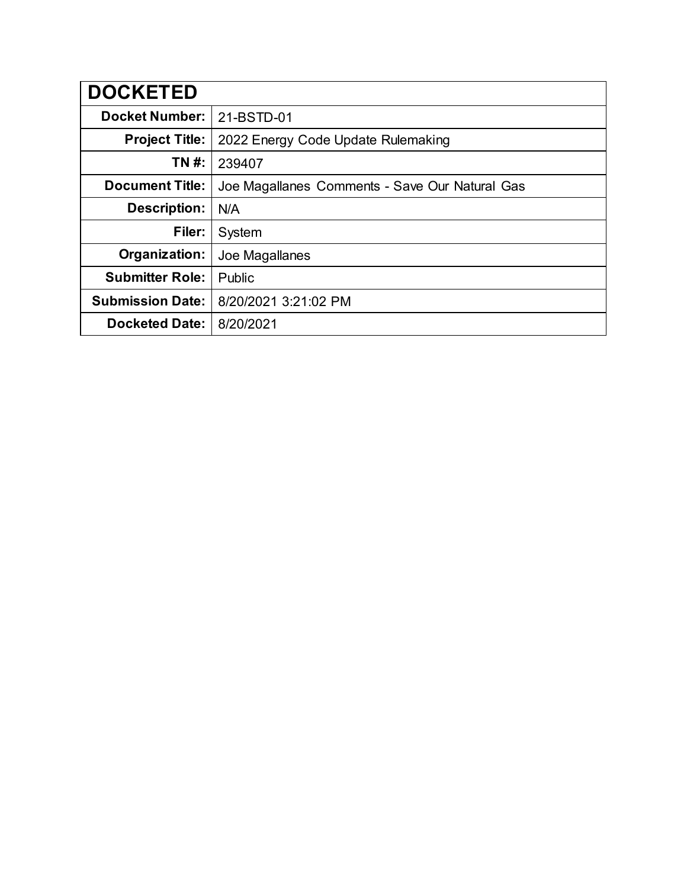| DOCKETED | |
|---|---|
| **Docket Number:** | 21-BSTD-01 |
| **Project Title:** | 2022 Energy Code Update Rulemaking |
| **TN #:** | 239407 |
| **Document Title:** | Joe Magallanes Comments - Save Our Natural Gas |
| **Description:** | N/A |
| **Filer:** | System |
| **Organization:** | Joe Magallanes |
| **Submitter Role:** | Public |
| **Submission Date:** | 8/20/2021 3:21:02 PM |
| **Docketed Date:** | 8/20/2021 |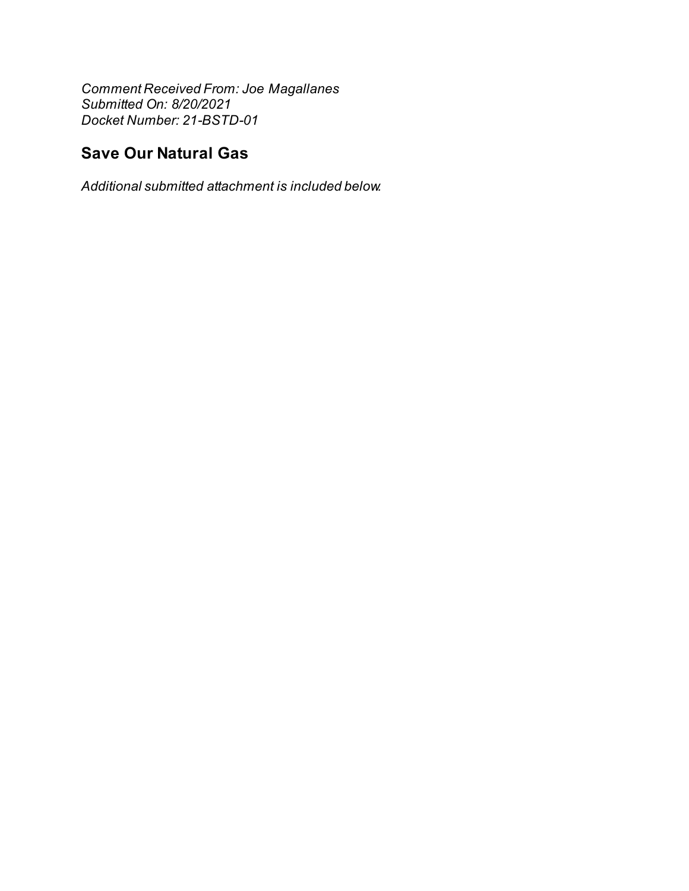*Comment Received From: Joe Magallanes*
*Submitted On: 8/20/2021*
*Docket Number: 21-BSTD-01*

## Save Our Natural Gas

*Additional submitted attachment is included below.*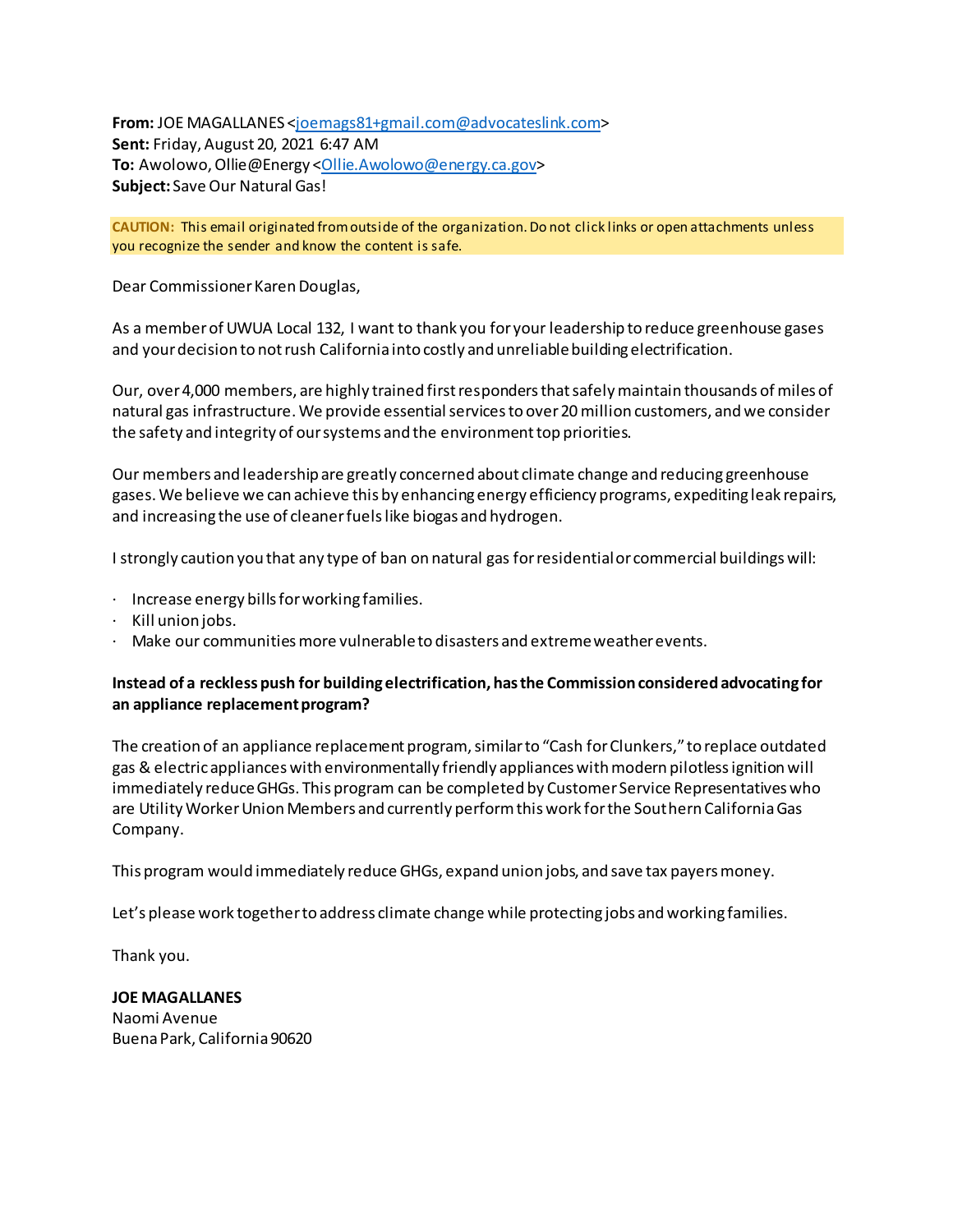**From:** JOE MAGALLANES <joemags81+gmail.com@advocateslink.com>
**Sent:** Friday, August 20, 2021 6:47 AM
**To:** Awolowo, Ollie@Energy <Ollie.Awolowo@energy.ca.gov>
**Subject:** Save Our Natural Gas!

**CAUTION:** This email originated from outside of the organization. Do not click links or open attachments unless you recognize the sender and know the content is safe.

Dear Commissioner Karen Douglas,

As a member of UWUA Local 132, I want to thank you for your leadership to reduce greenhouse gases and your decision to not rush California into costly and unreliable building electrification.

Our, over 4,000 members, are highly trained first responders that safely maintain thousands of miles of natural gas infrastructure. We provide essential services to over 20 million customers, and we consider the safety and integrity of our systems and the environment top priorities.

Our members and leadership are greatly concerned about climate change and reducing greenhouse gases. We believe we can achieve this by enhancing energy efficiency programs, expediting leak repairs, and increasing the use of cleaner fuels like biogas and hydrogen.

I strongly caution you that any type of ban on natural gas for residential or commercial buildings will:

- Increase energy bills for working families.
- Kill union jobs.
- Make our communities more vulnerable to disasters and extreme weather events.

**Instead of a reckless push for building electrification, has the Commission considered advocating for an appliance replacement program?**

The creation of an appliance replacement program, similar to "Cash for Clunkers," to replace outdated gas & electric appliances with environmentally friendly appliances with modern pilotless ignition will immediately reduce GHGs. This program can be completed by Customer Service Representatives who are Utility Worker Union Members and currently perform this work for the Southern California Gas Company.

This program would immediately reduce GHGs, expand union jobs, and save tax payers money.

Let's please work together to address climate change while protecting jobs and working families.

Thank you.

**JOE MAGALLANES**
Naomi Avenue
Buena Park, California 90620